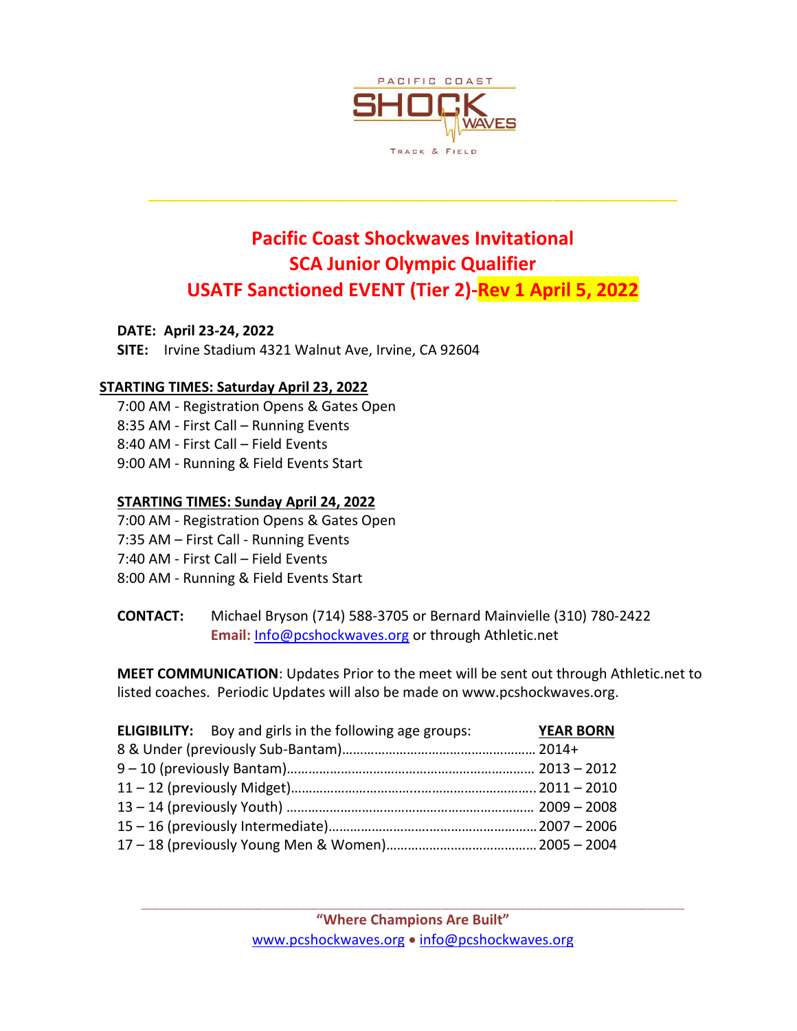PACIFIC COAST SHOCK WAVES TRACK & FIELD

# Pacific Coast Shockwaves Invitational
# SCA Junior Olympic Qualifier
# USATF Sanctioned EVENT (Tier 2)-Rev 1 April 5, 2022

**DATE: April 23-24, 2022**
**SITE:** Irvine Stadium 4321 Walnut Ave, Irvine, CA 92604

**STARTING TIMES: Saturday April 23, 2022**

7:00 AM - Registration Opens & Gates Open
8:35 AM - First Call – Running Events
8:40 AM - First Call – Field Events
9:00 AM - Running & Field Events Start

**STARTING TIMES: Sunday April 24, 2022**

7:00 AM - Registration Opens & Gates Open
7:35 AM – First Call - Running Events
7:40 AM - First Call – Field Events
8:00 AM - Running & Field Events Start

**CONTACT:** Michael Bryson (714) 588-3705 or Bernard Mainvielle (310) 780-2422
**Email:** Info@pcshockwaves.org or through Athletic.net

**MEET COMMUNICATION**: Updates Prior to the meet will be sent out through Athletic.net to listed coaches. Periodic Updates will also be made on www.pcshockwaves.org.

| **ELIGIBILITY:** Boy and girls in the following age groups: | **YEAR BORN** |
|---|---|
| 8 & Under (previously Sub-Bantam) | 2014+ |
| 9 – 10 (previously Bantam) | 2013 – 2012 |
| 11 – 12 (previously Midget) | 2011 – 2010 |
| 13 – 14 (previously Youth) | 2009 – 2008 |
| 15 – 16 (previously Intermediate) | 2007 – 2006 |
| 17 – 18 (previously Young Men & Women) | 2005 – 2004 |

"Where Champions Are Built"
www.pcshockwaves.org • info@pcshockwaves.org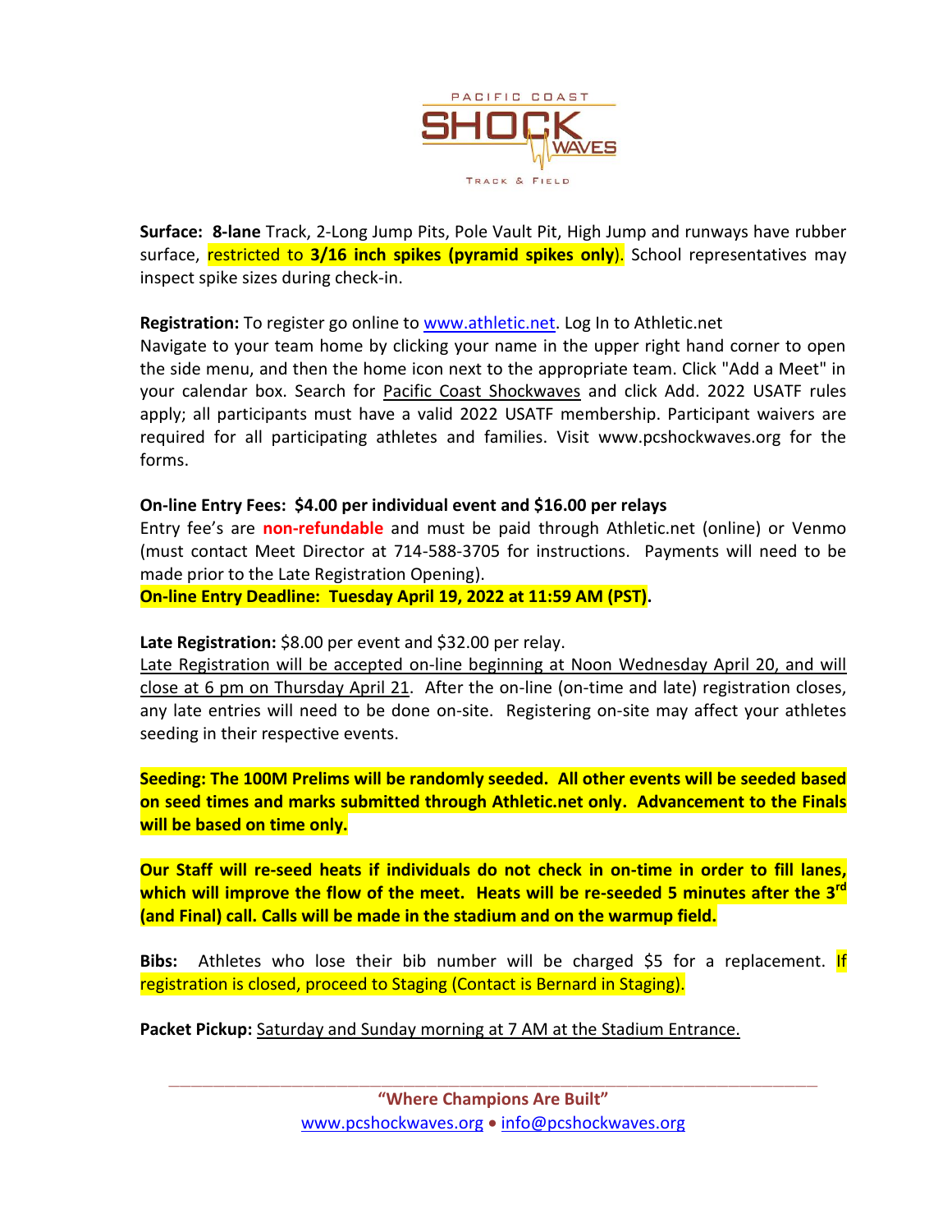**Surface: 8-lane** Track, 2-Long Jump Pits, Pole Vault Pit, High Jump and runways have rubber surface, restricted to **3/16 inch spikes (pyramid spikes only**). School representatives may inspect spike sizes during check-in.

**Registration:** To register go online to www.athletic.net. Log In to Athletic.net
Navigate to your team home by clicking your name in the upper right hand corner to open the side menu, and then the home icon next to the appropriate team. Click "Add a Meet" in your calendar box. Search for Pacific Coast Shockwaves and click Add. 2022 USATF rules apply; all participants must have a valid 2022 USATF membership. Participant waivers are required for all participating athletes and families. Visit www.pcshockwaves.org for the forms.

**On-line Entry Fees: $4.00 per individual event and $16.00 per relays**
Entry fee's are **non-refundable** and must be paid through Athletic.net (online) or Venmo (must contact Meet Director at 714-588-3705 for instructions. Payments will need to be made prior to the Late Registration Opening).
**On-line Entry Deadline: Tuesday April 19, 2022 at 11:59 AM (PST).**

**Late Registration:** $8.00 per event and $32.00 per relay.
Late Registration will be accepted on-line beginning at Noon Wednesday April 20, and will close at 6 pm on Thursday April 21. After the on-line (on-time and late) registration closes, any late entries will need to be done on-site. Registering on-site may affect your athletes seeding in their respective events.

**Seeding: The 100M Prelims will be randomly seeded. All other events will be seeded based on seed times and marks submitted through Athletic.net only. Advancement to the Finals will be based on time only.**

**Our Staff will re-seed heats if individuals do not check in on-time in order to fill lanes, which will improve the flow of the meet. Heats will be re-seeded 5 minutes after the 3rd (and Final) call. Calls will be made in the stadium and on the warmup field.**

**Bibs:** Athletes who lose their bib number will be charged $5 for a replacement. If registration is closed, proceed to Staging (Contact is Bernard in Staging).

**Packet Pickup:** Saturday and Sunday morning at 7 AM at the Stadium Entrance.

**"Where Champions Are Built"**
www.pcshockwaves.org • info@pcshockwaves.org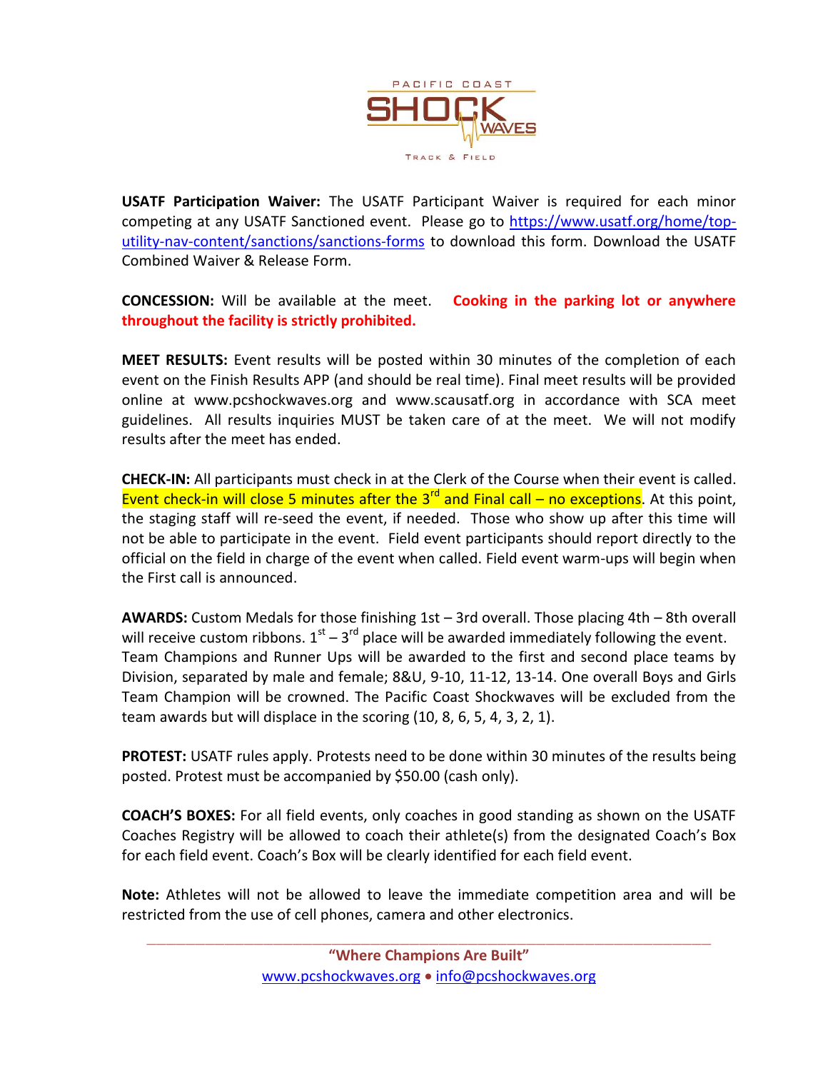USATF Participation Waiver: The USATF Participant Waiver is required for each minor competing at any USATF Sanctioned event. Please go to https://www.usatf.org/home/top-utility-nav-content/sanctions/sanctions-forms to download this form. Download the USATF Combined Waiver & Release Form.

**CONCESSION:** Will be available at the meet. **Cooking in the parking lot or anywhere throughout the facility is strictly prohibited.**

**MEET RESULTS:** Event results will be posted within 30 minutes of the completion of each event on the Finish Results APP (and should be real time). Final meet results will be provided online at www.pcshockwaves.org and www.scausatf.org in accordance with SCA meet guidelines. All results inquiries MUST be taken care of at the meet. We will not modify results after the meet has ended.

**CHECK-IN:** All participants must check in at the Clerk of the Course when their event is called. Event check-in will close 5 minutes after the 3rd and Final call – no exceptions. At this point, the staging staff will re-seed the event, if needed. Those who show up after this time will not be able to participate in the event. Field event participants should report directly to the official on the field in charge of the event when called. Field event warm-ups will begin when the First call is announced.

**AWARDS:** Custom Medals for those finishing 1st – 3rd overall. Those placing 4th – 8th overall will receive custom ribbons. 1st – 3rd place will be awarded immediately following the event. Team Champions and Runner Ups will be awarded to the first and second place teams by Division, separated by male and female; 8&U, 9-10, 11-12, 13-14. One overall Boys and Girls Team Champion will be crowned. The Pacific Coast Shockwaves will be excluded from the team awards but will displace in the scoring (10, 8, 6, 5, 4, 3, 2, 1).

**PROTEST:** USATF rules apply. Protests need to be done within 30 minutes of the results being posted. Protest must be accompanied by $50.00 (cash only).

**COACH'S BOXES:** For all field events, only coaches in good standing as shown on the USATF Coaches Registry will be allowed to coach their athlete(s) from the designated Coach's Box for each field event. Coach's Box will be clearly identified for each field event.

**Note:** Athletes will not be allowed to leave the immediate competition area and will be restricted from the use of cell phones, camera and other electronics.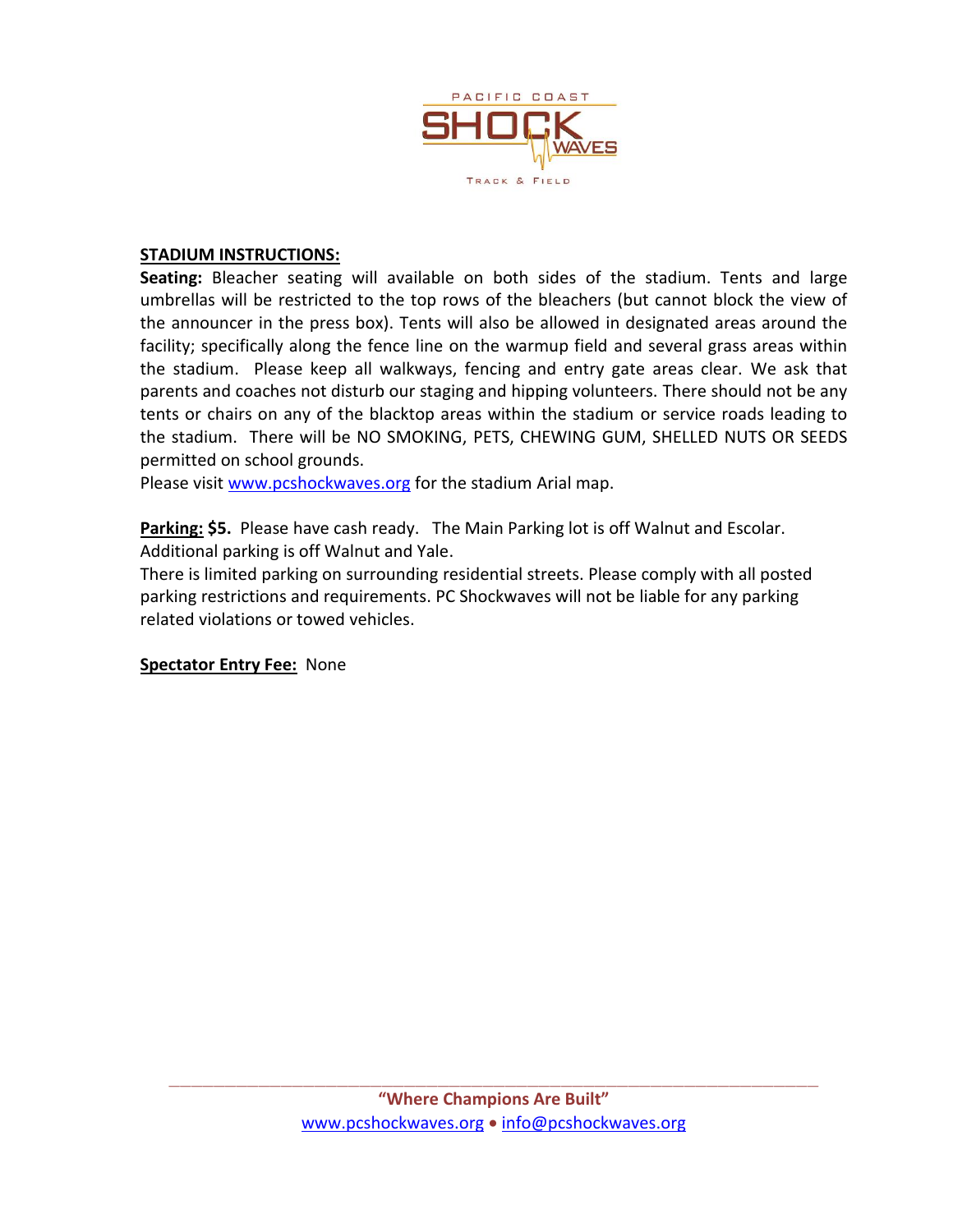**STADIUM INSTRUCTIONS:**

**Seating:** Bleacher seating will available on both sides of the stadium. Tents and large umbrellas will be restricted to the top rows of the bleachers (but cannot block the view of the announcer in the press box). Tents will also be allowed in designated areas around the facility; specifically along the fence line on the warmup field and several grass areas within the stadium. Please keep all walkways, fencing and entry gate areas clear. We ask that parents and coaches not disturb our staging and hipping volunteers. There should not be any tents or chairs on any of the blacktop areas within the stadium or service roads leading to the stadium. There will be NO SMOKING, PETS, CHEWING GUM, SHELLED NUTS OR SEEDS permitted on school grounds.

Please visit www.pcshockwaves.org for the stadium Arial map.

**Parking:** **$5.** Please have cash ready. The Main Parking lot is off Walnut and Escolar. Additional parking is off Walnut and Yale.

There is limited parking on surrounding residential streets. Please comply with all posted parking restrictions and requirements. PC Shockwaves will not be liable for any parking related violations or towed vehicles.

**Spectator Entry Fee:** None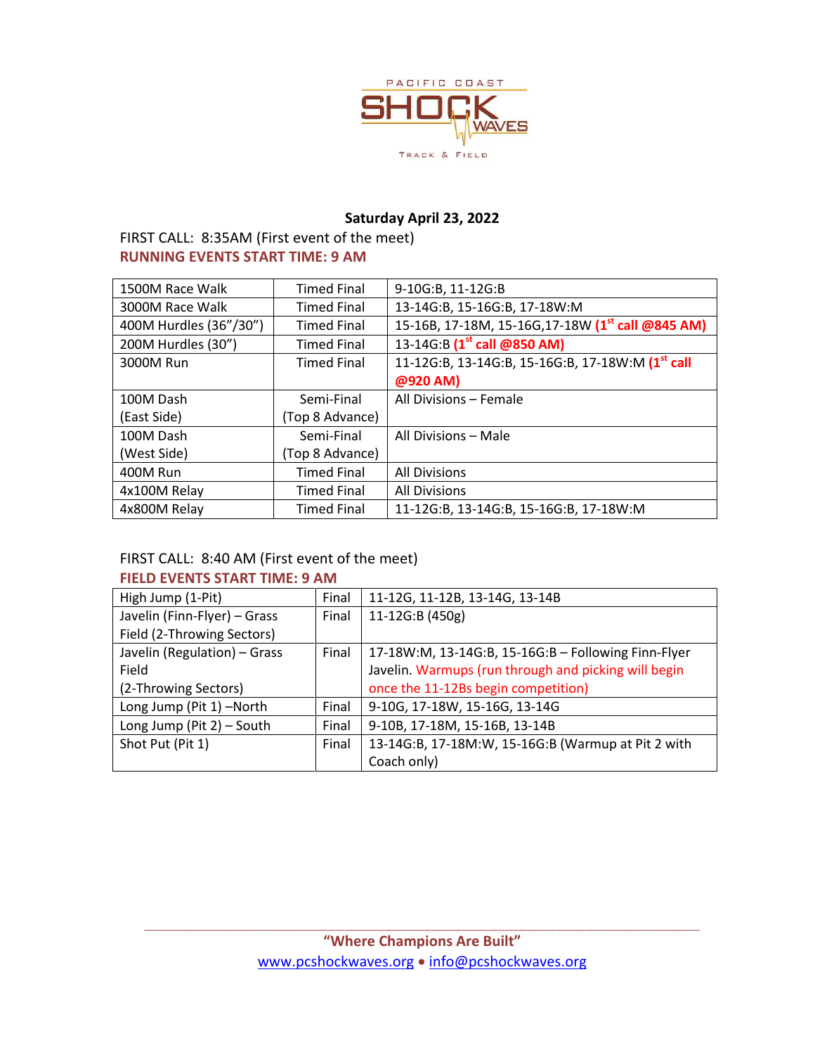**Saturday April 23, 2022**

FIRST CALL: 8:35AM (First event of the meet)

**RUNNING EVENTS START TIME: 9 AM**

| | | |
|---|---|---|
| 1500M Race Walk | Timed Final | 9-10G:B, 11-12G:B |
| 3000M Race Walk | Timed Final | 13-14G:B, 15-16G:B, 17-18W:M |
| 400M Hurdles (36"/30") | Timed Final | 15-16B, 17-18M, 15-16G,17-18W **(1st call @845 AM)** |
| 200M Hurdles (30") | Timed Final | 13-14G:B **(1st call @850 AM)** |
| 3000M Run | Timed Final | 11-12G:B, 13-14G:B, 15-16G:B, 17-18W:M **(1st call @920 AM)** |
| 100M Dash (East Side) | Semi-Final (Top 8 Advance) | All Divisions – Female |
| 100M Dash (West Side) | Semi-Final (Top 8 Advance) | All Divisions – Male |
| 400M Run | Timed Final | All Divisions |
| 4x100M Relay | Timed Final | All Divisions |
| 4x800M Relay | Timed Final | 11-12G:B, 13-14G:B, 15-16G:B, 17-18W:M |

FIRST CALL: 8:40 AM (First event of the meet)

**FIELD EVENTS START TIME: 9 AM**

| | | |
|---|---|---|
| High Jump (1-Pit) | Final | 11-12G, 11-12B, 13-14G, 13-14B |
| Javelin (Finn-Flyer) – Grass Field (2-Throwing Sectors) | Final | 11-12G:B (450g) |
| Javelin (Regulation) – Grass Field (2-Throwing Sectors) | Final | 17-18W:M, 13-14G:B, 15-16G:B – Following Finn-Flyer Javelin. Warmups (run through and picking will begin once the 11-12Bs begin competition) |
| Long Jump (Pit 1) –North | Final | 9-10G, 17-18W, 15-16G, 13-14G |
| Long Jump (Pit 2) – South | Final | 9-10B, 17-18M, 15-16B, 13-14B |
| Shot Put (Pit 1) | Final | 13-14G:B, 17-18M:W, 15-16G:B (Warmup at Pit 2 with Coach only) |

**"Where Champions Are Built"**

www.pcshockwaves.org • info@pcshockwaves.org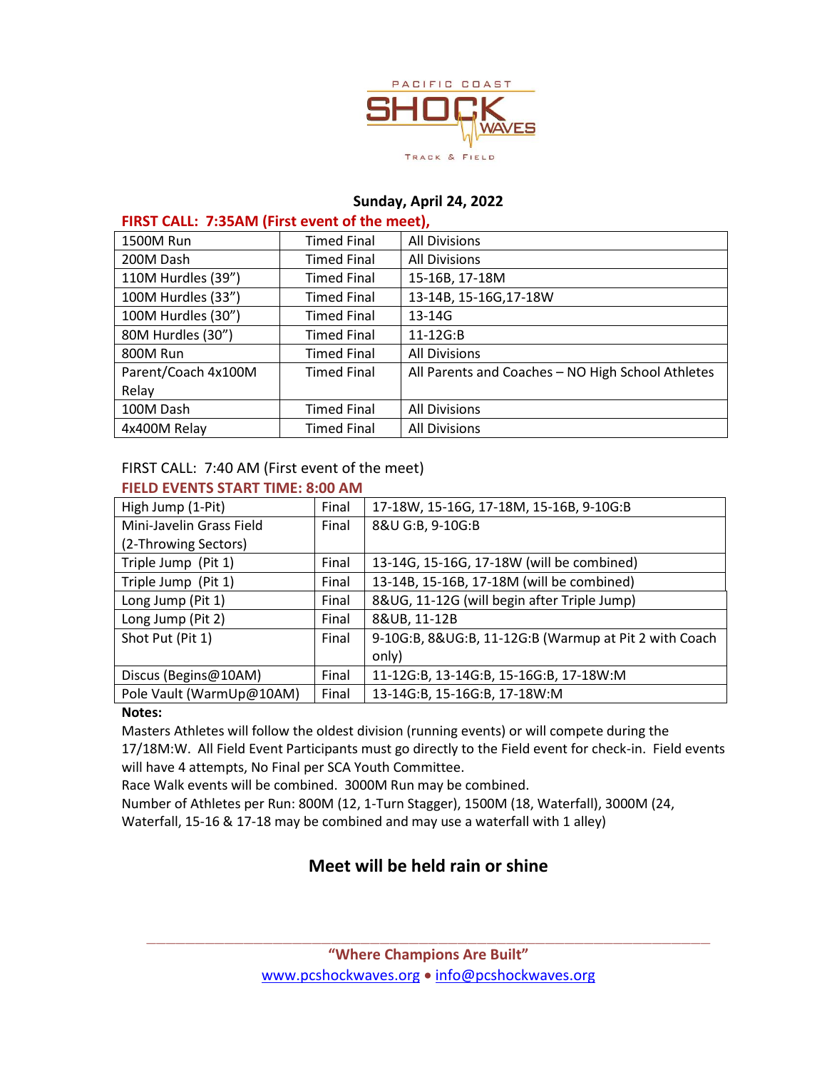PACIFIC COAST SHOCK WAVES TRACK & FIELD

**Sunday, April 24, 2022**

**FIRST CALL: 7:35AM (First event of the meet),**

| | | |
|---|---|---|
| 1500M Run | Timed Final | All Divisions |
| 200M Dash | Timed Final | All Divisions |
| 110M Hurdles (39”) | Timed Final | 15-16B, 17-18M |
| 100M Hurdles (33”) | Timed Final | 13-14B, 15-16G,17-18W |
| 100M Hurdles (30”) | Timed Final | 13-14G |
| 80M Hurdles (30”) | Timed Final | 11-12G:B |
| 800M Run | Timed Final | All Divisions |
| Parent/Coach 4x100M Relay | Timed Final | All Parents and Coaches – NO High School Athletes |
| 100M Dash | Timed Final | All Divisions |
| 4x400M Relay | Timed Final | All Divisions |

FIRST CALL: 7:40 AM (First event of the meet)

**FIELD EVENTS START TIME: 8:00 AM**

| | | |
|---|---|---|
| High Jump (1-Pit) | Final | 17-18W, 15-16G, 17-18M, 15-16B, 9-10G:B |
| Mini-Javelin Grass Field (2-Throwing Sectors) | Final | 8&U G:B, 9-10G:B |
| Triple Jump (Pit 1) | Final | 13-14G, 15-16G, 17-18W (will be combined) |
| Triple Jump (Pit 1) | Final | 13-14B, 15-16B, 17-18M (will be combined) |
| Long Jump (Pit 1) | Final | 8&UG, 11-12G (will begin after Triple Jump) |
| Long Jump (Pit 2) | Final | 8&UB, 11-12B |
| Shot Put (Pit 1) | Final | 9-10G:B, 8&UG:B, 11-12G:B (Warmup at Pit 2 with Coach only) |
| Discus (Begins@10AM) | Final | 11-12G:B, 13-14G:B, 15-16G:B, 17-18W:M |
| Pole Vault (WarmUp@10AM) | Final | 13-14G:B, 15-16G:B, 17-18W:M |

**Notes:**

Masters Athletes will follow the oldest division (running events) or will compete during the 17/18M:W. All Field Event Participants must go directly to the Field event for check-in. Field events will have 4 attempts, No Final per SCA Youth Committee.

Race Walk events will be combined. 3000M Run may be combined.

Number of Athletes per Run: 800M (12, 1-Turn Stagger), 1500M (18, Waterfall), 3000M (24, Waterfall, 15-16 & 17-18 may be combined and may use a waterfall with 1 alley)

## Meet will be held rain or shine

**“Where Champions Are Built”**

www.pcshockwaves.org • info@pcshockwaves.org